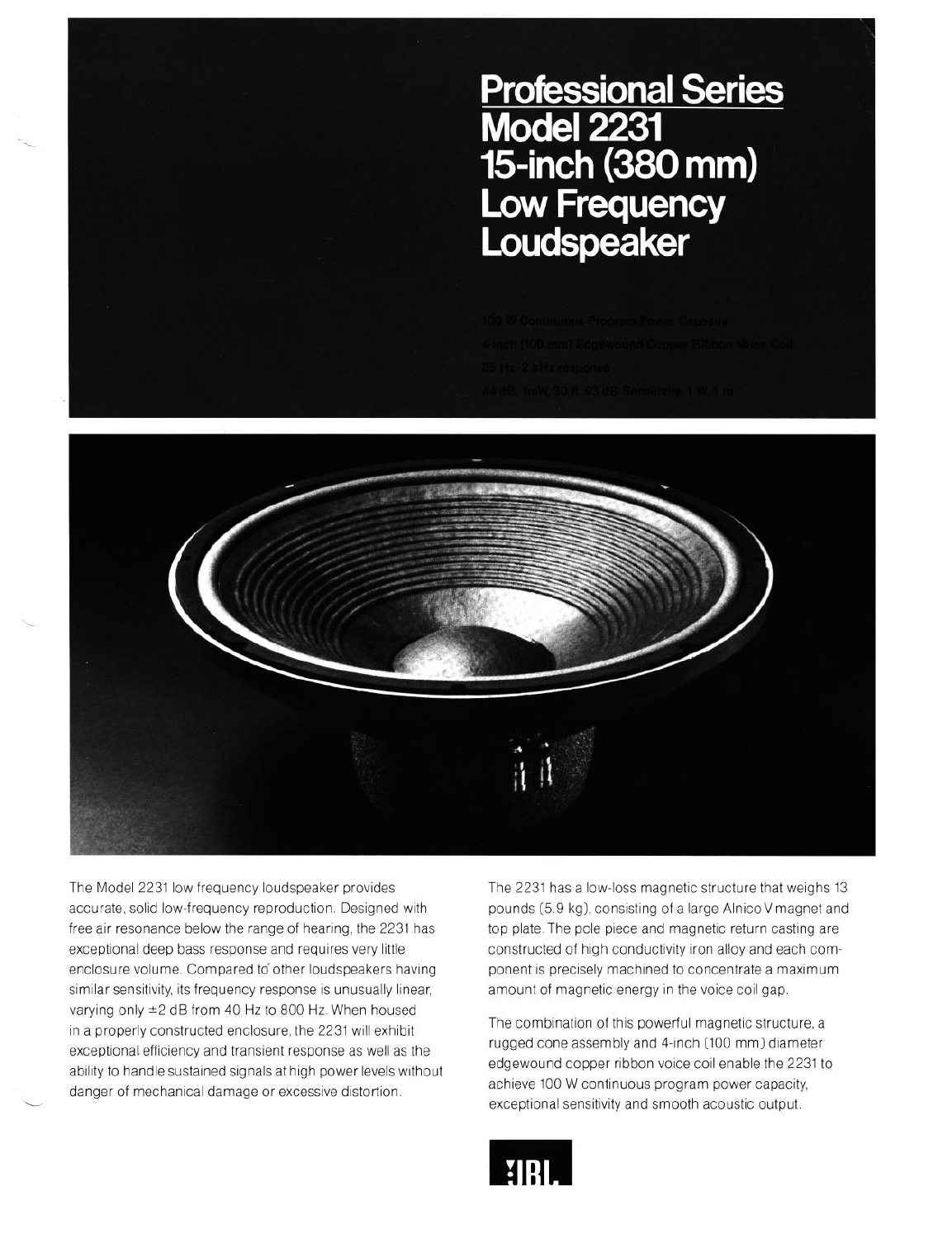# Professional Series
# Model 2231
# 15-inch (380 mm) Low Frequency Loudspeaker

100 W Continuous Program Power Capacity

4-inch (100 mm) Edgewound Copper Ribbon Voice Coil

25 Hz–2 kHz response

44 dB, 1mW, 30 ft. 93 dB Sensitivity 1 W, 1 m

The Model 2231 low frequency loudspeaker provides accurate, solid low-frequency reproduction. Designed with free air resonance below the range of hearing, the 2231 has exceptional deep bass response and requires very little enclosure volume. Compared to other loudspeakers having similar sensitivity, its frequency response is unusually linear, varying only ±2 dB from 40 Hz to 800 Hz. When housed in a properly constructed enclosure, the 2231 will exhibit exceptional efficiency and transient response as well as the ability to handle sustained signals at high power levels without danger of mechanical damage or excessive distortion.

The 2231 has a low-loss magnetic structure that weighs 13 pounds (5.9 kg), consisting of a large Alnico V magnet and top plate. The pole piece and magnetic return casting are constructed of high conductivity iron alloy and each component is precisely machined to concentrate a maximum amount of magnetic energy in the voice coil gap.

The combination of this powerful magnetic structure, a rugged cone assembly and 4-inch (100 mm) diameter edgewound copper ribbon voice coil enable the 2231 to achieve 100 W continuous program power capacity, exceptional sensitivity and smooth acoustic output.

JBL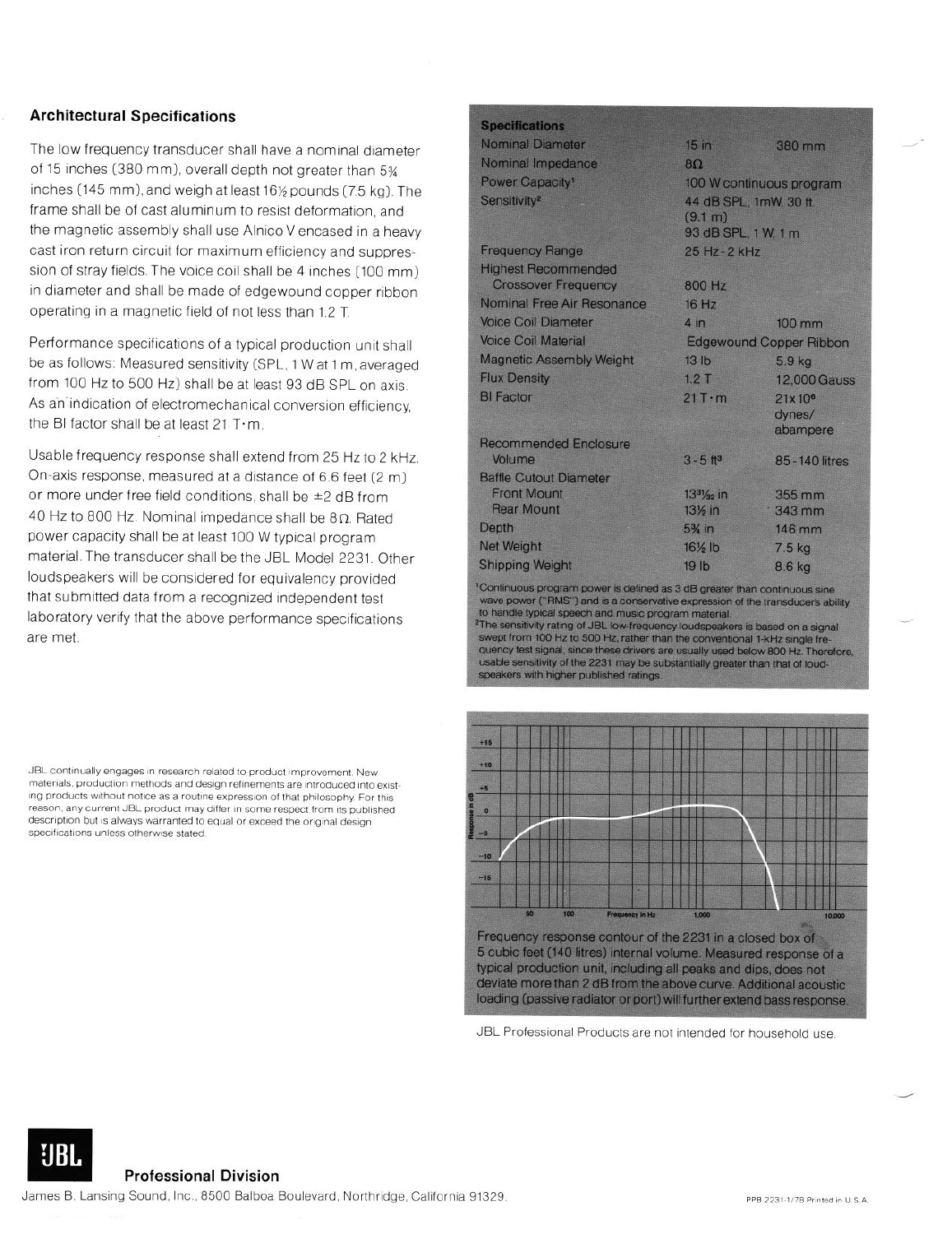## Architectural Specifications

The low frequency transducer shall have a nominal diameter of 15 inches (380 mm), overall depth not greater than 5¾ inches (145 mm), and weigh at least 16½ pounds (7.5 kg). The frame shall be of cast aluminum to resist deformation, and the magnetic assembly shall use Alnico V encased in a heavy cast iron return circuit for maximum efficiency and suppression of stray fields. The voice coil shall be 4 inches (100 mm) in diameter and shall be made of edgewound copper ribbon operating in a magnetic field of not less than 1.2 T.

Performance specifications of a typical production unit shall be as follows: Measured sensitivity (SPL, 1 W at 1 m, averaged from 100 Hz to 500 Hz) shall be at least 93 dB SPL on axis. As an indication of electromechanical conversion efficiency, the Bl factor shall be at least 21 T·m.

Usable frequency response shall extend from 25 Hz to 2 kHz. On-axis response, measured at a distance of 6.6 feet (2 m) or more under free field conditions, shall be ±2 dB from 40 Hz to 800 Hz. Nominal impedance shall be 8Ω. Rated power capacity shall be at least 100 W typical program material. The transducer shall be the JBL Model 2231. Other loudspeakers will be considered for equivalency provided that submitted data from a recognized independent test laboratory verify that the above performance specifications are met.

### Specifications

| | | |
|---|---|---|
| Nominal Diameter | 15 in | 380 mm |
| Nominal Impedance | 8Ω | |
| Power Capacity[1] | 100 W continuous program | |
| Sensitivity[2] | 44 dB SPL, 1mW, 30 ft (9.1 m)<br>93 dB SPL, 1 W, 1 m | |
| Frequency Range | 25 Hz - 2 kHz | |
| Highest Recommended Crossover Frequency | 800 Hz | |
| Nominal Free Air Resonance | 16 Hz | |
| Voice Coil Diameter | 4 in | 100 mm |
| Voice Coil Material | Edgewound Copper Ribbon | |
| Magnetic Assembly Weight | 13 lb | 5.9 kg |
| Flux Density | 1.2 T | 12,000 Gauss |
| Bl Factor | 21 T·m | $21 \times 10^6$ dynes/abampere |
| Recommended Enclosure Volume | 3 - 5 ft³ | 85 - 140 litres |
| Baffle Cutout Diameter | | |
| Front Mount | 13³¹⁄₃₂ in | 355 mm |
| Rear Mount | 13½ in | 343 mm |
| Depth | 5¾ in | 146 mm |
| Net Weight | 16½ lb | 7.5 kg |
| Shipping Weight | 19 lb | 8.6 kg |

[1] Continuous program power is defined as 3 dB greater than continuous sine wave power ("RMS") and is a conservative expression of the transducer's ability to handle typical speech and music program material.

[2] The sensitivity rating of JBL low-frequency loudspeakers is based on a signal swept from 100 Hz to 500 Hz, rather than the conventional 1-kHz single frequency test signal, since these drivers are usually used below 800 Hz. Therefore, usable sensitivity of the 2231 may be substantially greater than that of loudspeakers with higher published ratings.

Response in dB
+15
+10
+5
0
−5
−10
−15
50
100
Frequency in Hz
1,000
10,000

Frequency response contour of the 2231 in a closed box of 5 cubic feet (140 litres) internal volume. Measured response of a typical production unit, including all peaks and dips, does not deviate more than 2 dB from the above curve. Additional acoustic loading (passive radiator or port) will further extend bass response.

JBL continually engages in research related to product improvement. New materials, production methods and design refinements are introduced into existing products without notice as a routine expression of that philosophy. For this reason, any current JBL product may differ in some respect from its published description but is always warranted to equal or exceed the original design specifications unless otherwise stated.

JBL Professional Products are not intended for household use.

**JBL Professional Division**

James B. Lansing Sound, Inc., 8500 Balboa Boulevard, Northridge, California 91329.

PPB 2231-1/78 Printed in U.S.A.